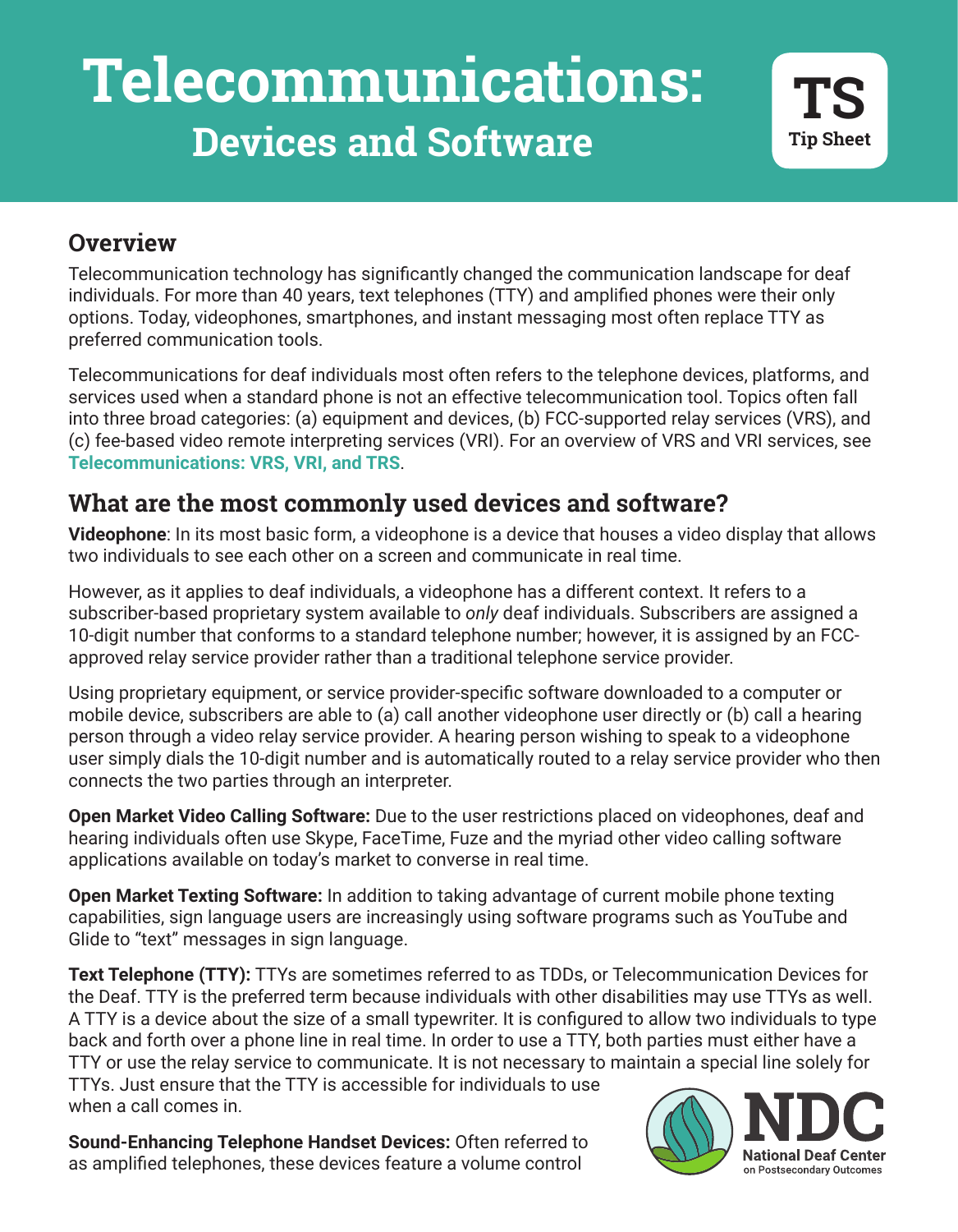# Telecommunications: Devices and Software

TS Tip Sheet

## Overview

Telecommunication technology has significantly changed the communication landscape for deaf individuals. For more than 40 years, text telephones (TTY) and amplified phones were their only options. Today, videophones, smartphones, and instant messaging most often replace TTY as preferred communication tools.

Telecommunications for deaf individuals most often refers to the telephone devices, platforms, and services used when a standard phone is not an effective telecommunication tool. Topics often fall into three broad categories: (a) equipment and devices, (b) FCC-supported relay services (VRS), and (c) fee-based video remote interpreting services (VRI). For an overview of VRS and VRI services, see **Telecommunications: VRS, VRI, and TRS**.

## What are the most commonly used devices and software?

**Videophone**: In its most basic form, a videophone is a device that houses a video display that allows two individuals to see each other on a screen and communicate in real time.

However, as it applies to deaf individuals, a videophone has a different context. It refers to a subscriber-based proprietary system available to *only* deaf individuals. Subscribers are assigned a 10-digit number that conforms to a standard telephone number; however, it is assigned by an FCC-approved relay service provider rather than a traditional telephone service provider.

Using proprietary equipment, or service provider-specific software downloaded to a computer or mobile device, subscribers are able to (a) call another videophone user directly or (b) call a hearing person through a video relay service provider. A hearing person wishing to speak to a videophone user simply dials the 10-digit number and is automatically routed to a relay service provider who then connects the two parties through an interpreter.

**Open Market Video Calling Software:** Due to the user restrictions placed on videophones, deaf and hearing individuals often use Skype, FaceTime, Fuze and the myriad other video calling software applications available on today's market to converse in real time.

**Open Market Texting Software:** In addition to taking advantage of current mobile phone texting capabilities, sign language users are increasingly using software programs such as YouTube and Glide to "text" messages in sign language.

**Text Telephone (TTY):** TTYs are sometimes referred to as TDDs, or Telecommunication Devices for the Deaf. TTY is the preferred term because individuals with other disabilities may use TTYs as well. A TTY is a device about the size of a small typewriter. It is configured to allow two individuals to type back and forth over a phone line in real time. In order to use a TTY, both parties must either have a TTY or use the relay service to communicate. It is not necessary to maintain a special line solely for TTYs. Just ensure that the TTY is accessible for individuals to use when a call comes in.

**Sound-Enhancing Telephone Handset Devices:** Often referred to as amplified telephones, these devices feature a volume control

NDC National Deaf Center on Postsecondary Outcomes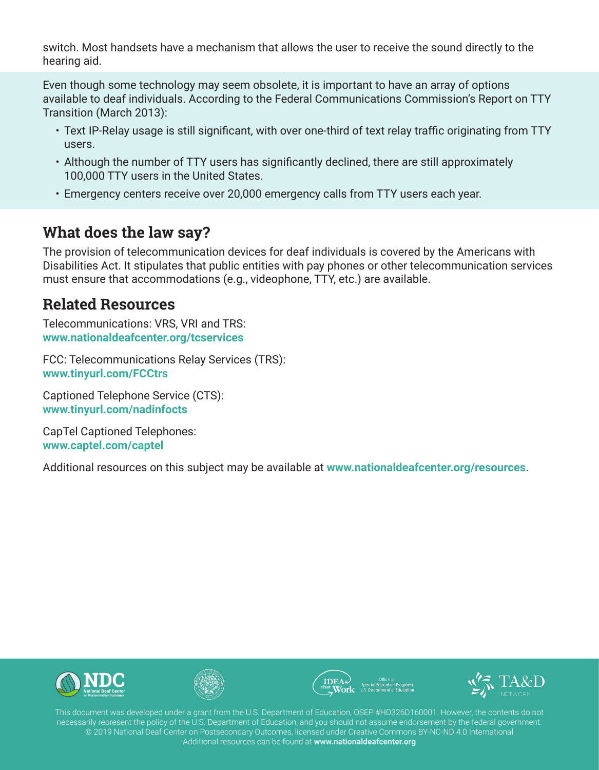switch. Most handsets have a mechanism that allows the user to receive the sound directly to the hearing aid.

Even though some technology may seem obsolete, it is important to have an array of options available to deaf individuals. According to the Federal Communications Commission's Report on TTY Transition (March 2013):

- Text IP-Relay usage is still significant, with over one-third of text relay traffic originating from TTY users.
- Although the number of TTY users has significantly declined, there are still approximately 100,000 TTY users in the United States.
- Emergency centers receive over 20,000 emergency calls from TTY users each year.

## What does the law say?

The provision of telecommunication devices for deaf individuals is covered by the Americans with Disabilities Act. It stipulates that public entities with pay phones or other telecommunication services must ensure that accommodations (e.g., videophone, TTY, etc.) are available.

## Related Resources

Telecommunications: VRS, VRI and TRS:
**www.nationaldeafcenter.org/tcservices**

FCC: Telecommunications Relay Services (TRS):
**www.tinyurl.com/FCCtrs**

Captioned Telephone Service (CTS):
**www.tinyurl.com/nadinfocts**

CapTel Captioned Telephones:
**www.captel.com/captel**

Additional resources on this subject may be available at **www.nationaldeafcenter.org/resources**.

This document was developed under a grant from the U.S. Department of Education, OSEP #HD326D160001. However, the contents do not necessarily represent the policy of the U.S. Department of Education, and you should not assume endorsement by the federal government.
© 2019 National Deaf Center on Postsecondary Outcomes, licensed under Creative Commons BY-NC-ND 4.0 International
Additional resources can be found at **www.nationaldeafcenter.org**